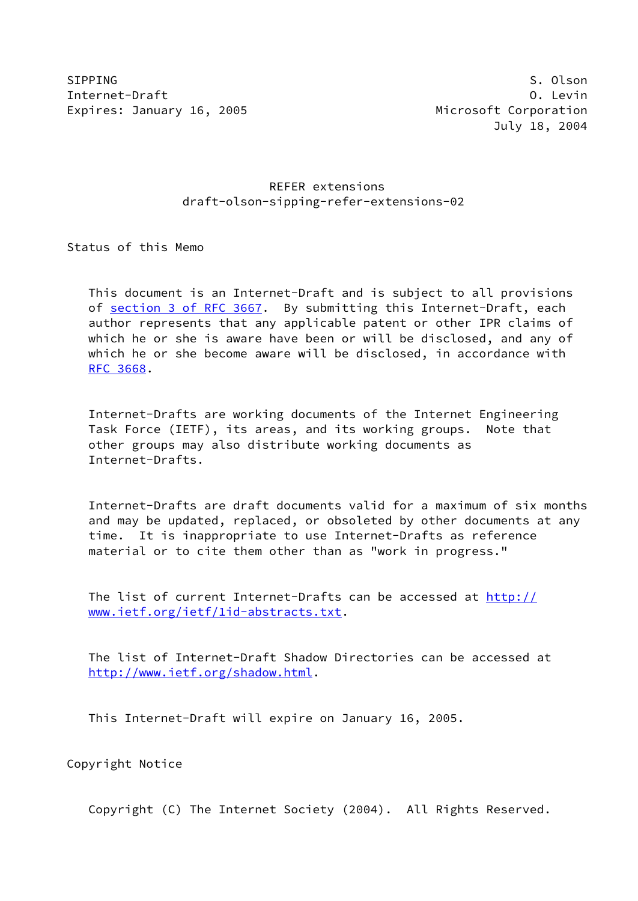SIPPING S. Olson
Internet-Draft O. Levin
Expires: January 16, 2005 Microsoft Corporation
July 18, 2004

# REFER extensions
## draft-olson-sipping-refer-extensions-02

## Status of this Memo

This document is an Internet-Draft and is subject to all provisions of section 3 of RFC 3667. By submitting this Internet-Draft, each author represents that any applicable patent or other IPR claims of which he or she is aware have been or will be disclosed, and any of which he or she become aware will be disclosed, in accordance with RFC 3668.

Internet-Drafts are working documents of the Internet Engineering Task Force (IETF), its areas, and its working groups. Note that other groups may also distribute working documents as Internet-Drafts.

Internet-Drafts are draft documents valid for a maximum of six months and may be updated, replaced, or obsoleted by other documents at any time. It is inappropriate to use Internet-Drafts as reference material or to cite them other than as "work in progress."

The list of current Internet-Drafts can be accessed at http://www.ietf.org/ietf/1id-abstracts.txt.

The list of Internet-Draft Shadow Directories can be accessed at http://www.ietf.org/shadow.html.

This Internet-Draft will expire on January 16, 2005.

## Copyright Notice

Copyright (C) The Internet Society (2004). All Rights Reserved.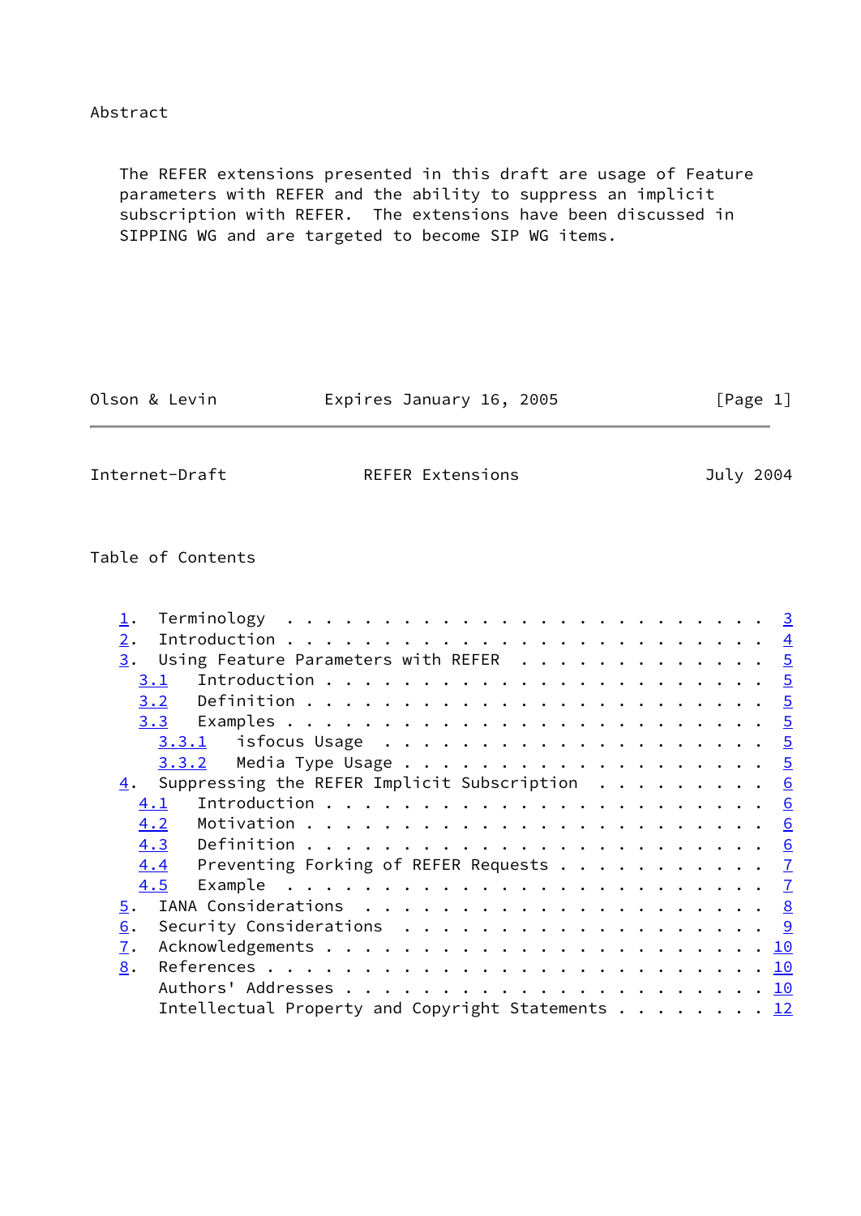## Abstract

The REFER extensions presented in this draft are usage of Feature parameters with REFER and the ability to suppress an implicit subscription with REFER. The extensions have been discussed in SIPPING WG and are targeted to become SIP WG items.

## Table of Contents

- 1. Terminology . . . . . . . . . . . . . . . . . . . . . . . . 3
- 2. Introduction . . . . . . . . . . . . . . . . . . . . . . . . 4
- 3. Using Feature Parameters with REFER . . . . . . . . . . . . . 5
  - 3.1 Introduction . . . . . . . . . . . . . . . . . . . . . . . 5
  - 3.2 Definition . . . . . . . . . . . . . . . . . . . . . . . . 5
  - 3.3 Examples . . . . . . . . . . . . . . . . . . . . . . . . . 5
    - 3.3.1 isfocus Usage . . . . . . . . . . . . . . . . . . . . 5
    - 3.3.2 Media Type Usage . . . . . . . . . . . . . . . . . . . 5
- 4. Suppressing the REFER Implicit Subscription . . . . . . . . . 6
  - 4.1 Introduction . . . . . . . . . . . . . . . . . . . . . . . 6
  - 4.2 Motivation . . . . . . . . . . . . . . . . . . . . . . . . 6
  - 4.3 Definition . . . . . . . . . . . . . . . . . . . . . . . . 6
  - 4.4 Preventing Forking of REFER Requests . . . . . . . . . . . 7
  - 4.5 Example . . . . . . . . . . . . . . . . . . . . . . . . . 7
- 5. IANA Considerations . . . . . . . . . . . . . . . . . . . . . 8
- 6. Security Considerations . . . . . . . . . . . . . . . . . . . 9
- 7. Acknowledgements . . . . . . . . . . . . . . . . . . . . . . . 10
- 8. References . . . . . . . . . . . . . . . . . . . . . . . . . 10
- Authors' Addresses . . . . . . . . . . . . . . . . . . . . . . . 10
- Intellectual Property and Copyright Statements . . . . . . . . . 12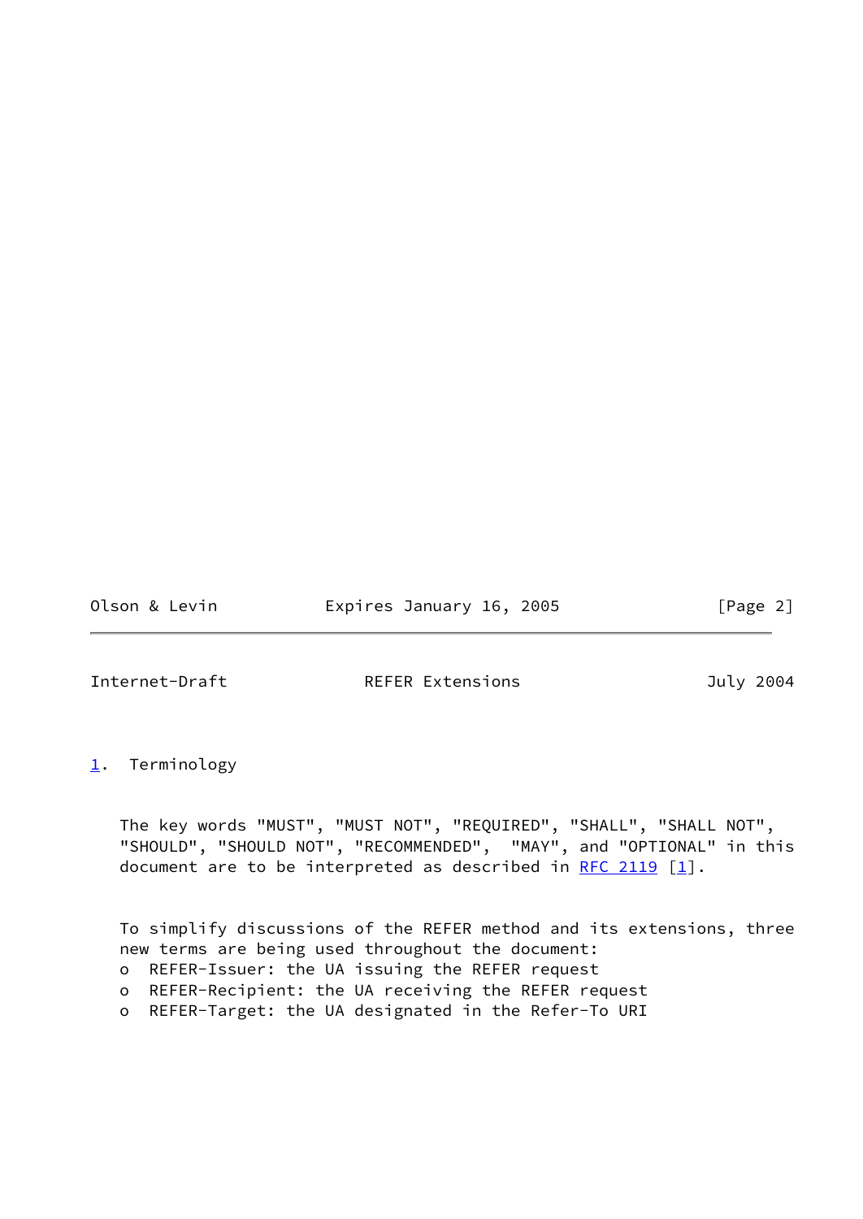## 1. Terminology

The key words "MUST", "MUST NOT", "REQUIRED", "SHALL", "SHALL NOT", "SHOULD", "SHOULD NOT", "RECOMMENDED", "MAY", and "OPTIONAL" in this document are to be interpreted as described in RFC 2119 [1].

To simplify discussions of the REFER method and its extensions, three new terms are being used throughout the document:

- REFER-Issuer: the UA issuing the REFER request
- REFER-Recipient: the UA receiving the REFER request
- REFER-Target: the UA designated in the Refer-To URI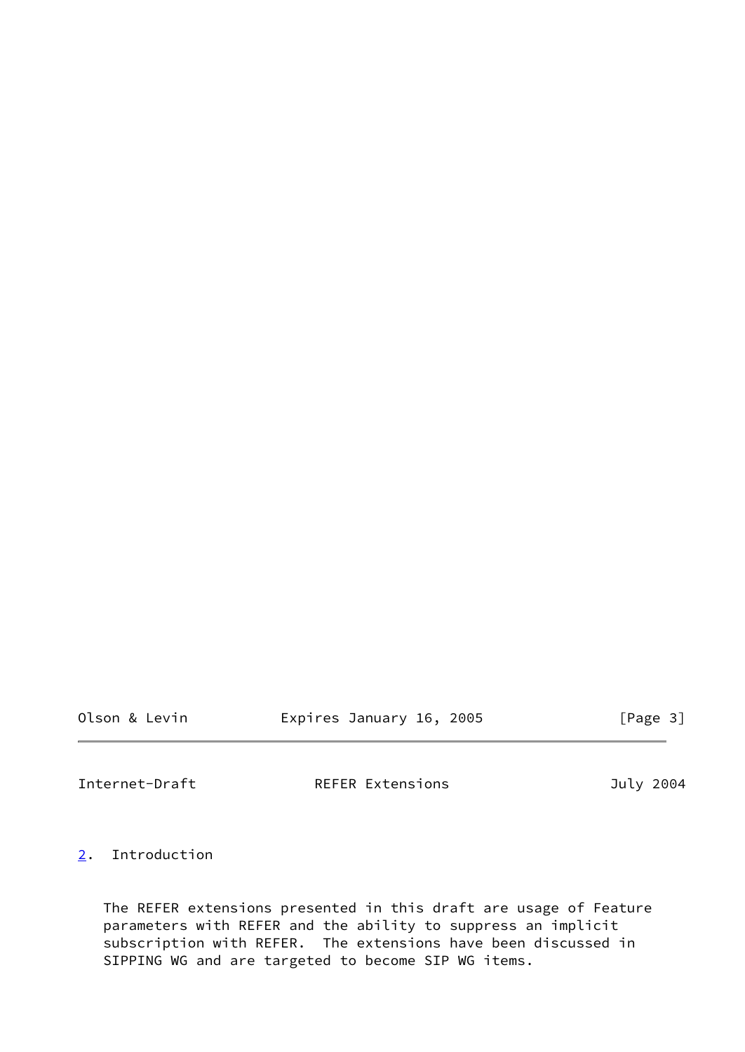## 2. Introduction

The REFER extensions presented in this draft are usage of Feature parameters with REFER and the ability to suppress an implicit subscription with REFER. The extensions have been discussed in SIPPING WG and are targeted to become SIP WG items.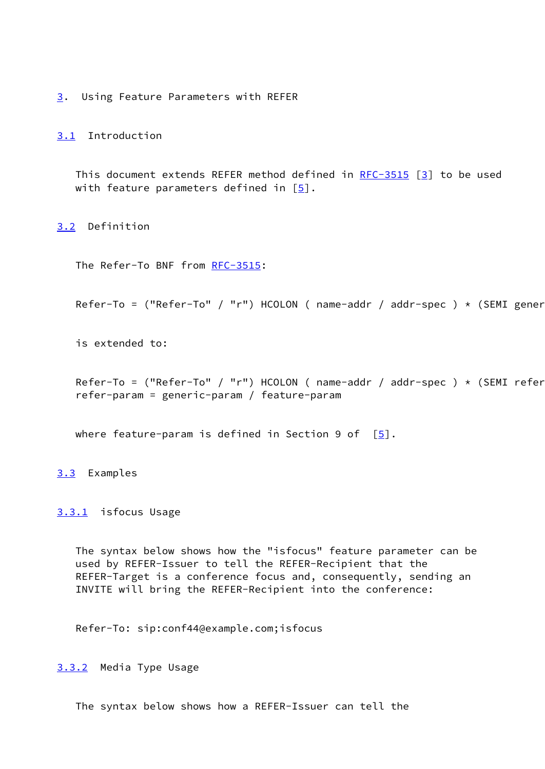# 3. Using Feature Parameters with REFER

## 3.1 Introduction

This document extends REFER method defined in RFC-3515 [3] to be used with feature parameters defined in [5].

## 3.2 Definition

The Refer-To BNF from RFC-3515:

```
Refer-To = ("Refer-To" / "r") HCOLON ( name-addr / addr-spec ) * (SEMI gener
```

is extended to:

```
Refer-To = ("Refer-To" / "r") HCOLON ( name-addr / addr-spec ) * (SEMI refer
refer-param = generic-param / feature-param
```

where feature-param is defined in Section 9 of [5].

## 3.3 Examples

### 3.3.1 isfocus Usage

The syntax below shows how the "isfocus" feature parameter can be used by REFER-Issuer to tell the REFER-Recipient that the REFER-Target is a conference focus and, consequently, sending an INVITE will bring the REFER-Recipient into the conference:

```
Refer-To: sip:conf44@example.com;isfocus
```

### 3.3.2 Media Type Usage

The syntax below shows how a REFER-Issuer can tell the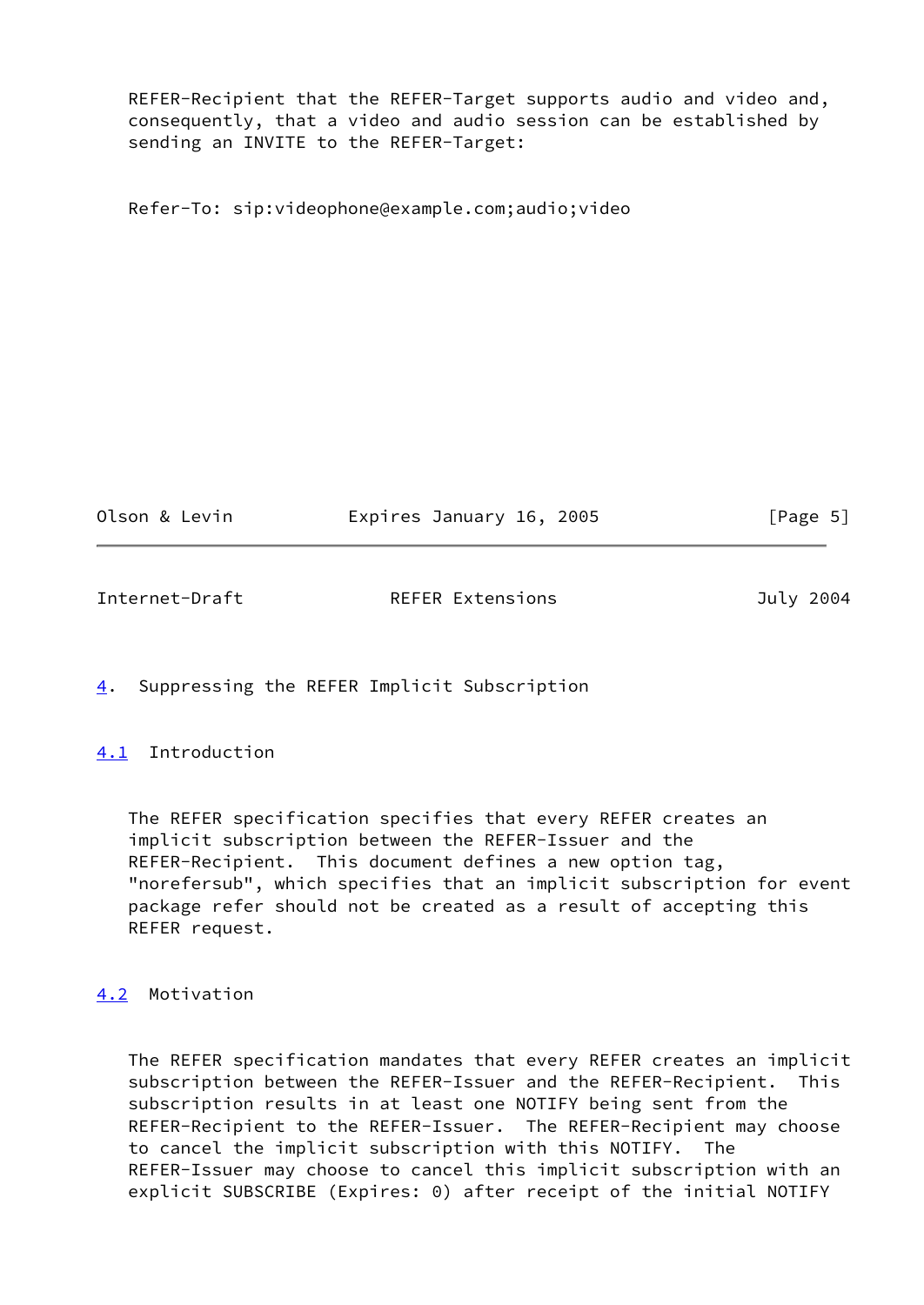REFER-Recipient that the REFER-Target supports audio and video and, consequently, that a video and audio session can be established by sending an INVITE to the REFER-Target:

```
Refer-To: sip:videophone@example.com;audio;video
```

## 4. Suppressing the REFER Implicit Subscription

### 4.1 Introduction

The REFER specification specifies that every REFER creates an implicit subscription between the REFER-Issuer and the REFER-Recipient. This document defines a new option tag, "norefersub", which specifies that an implicit subscription for event package refer should not be created as a result of accepting this REFER request.

### 4.2 Motivation

The REFER specification mandates that every REFER creates an implicit subscription between the REFER-Issuer and the REFER-Recipient. This subscription results in at least one NOTIFY being sent from the REFER-Recipient to the REFER-Issuer. The REFER-Recipient may choose to cancel the implicit subscription with this NOTIFY. The REFER-Issuer may choose to cancel this implicit subscription with an explicit SUBSCRIBE (Expires: 0) after receipt of the initial NOTIFY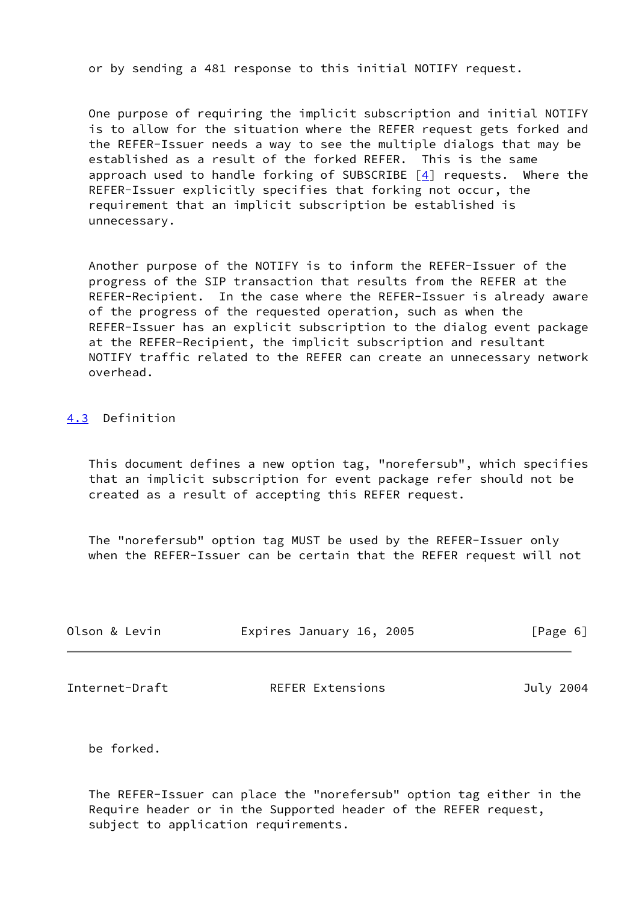or by sending a 481 response to this initial NOTIFY request.

One purpose of requiring the implicit subscription and initial NOTIFY is to allow for the situation where the REFER request gets forked and the REFER-Issuer needs a way to see the multiple dialogs that may be established as a result of the forked REFER. This is the same approach used to handle forking of SUBSCRIBE [4] requests. Where the REFER-Issuer explicitly specifies that forking not occur, the requirement that an implicit subscription be established is unnecessary.

Another purpose of the NOTIFY is to inform the REFER-Issuer of the progress of the SIP transaction that results from the REFER at the REFER-Recipient. In the case where the REFER-Issuer is already aware of the progress of the requested operation, such as when the REFER-Issuer has an explicit subscription to the dialog event package at the REFER-Recipient, the implicit subscription and resultant NOTIFY traffic related to the REFER can create an unnecessary network overhead.

## 4.3 Definition

This document defines a new option tag, "norefersub", which specifies that an implicit subscription for event package refer should not be created as a result of accepting this REFER request.

The "norefersub" option tag MUST be used by the REFER-Issuer only when the REFER-Issuer can be certain that the REFER request will not be forked.

The REFER-Issuer can place the "norefersub" option tag either in the Require header or in the Supported header of the REFER request, subject to application requirements.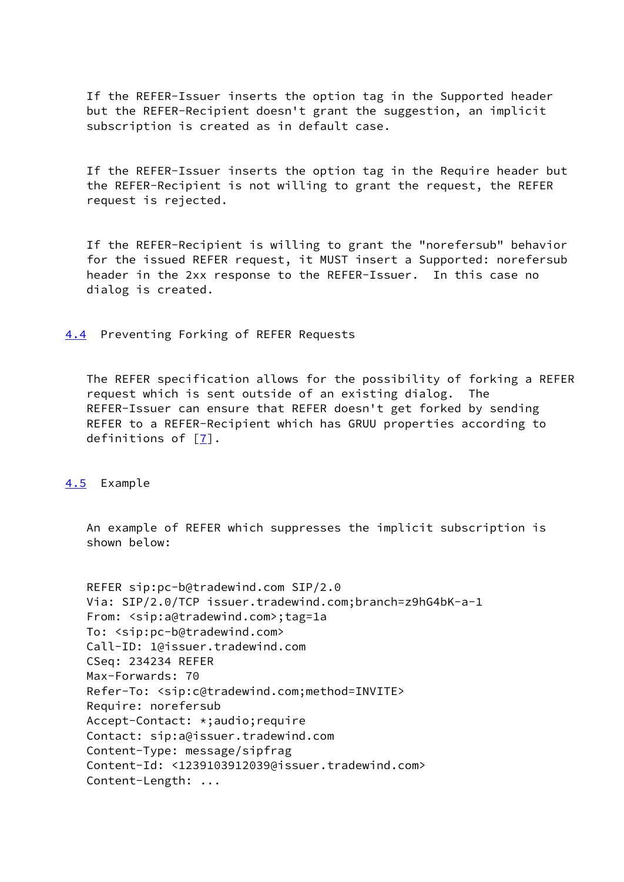If the REFER-Issuer inserts the option tag in the Supported header but the REFER-Recipient doesn't grant the suggestion, an implicit subscription is created as in default case.

If the REFER-Issuer inserts the option tag in the Require header but the REFER-Recipient is not willing to grant the request, the REFER request is rejected.

If the REFER-Recipient is willing to grant the "norefersub" behavior for the issued REFER request, it MUST insert a Supported: norefersub header in the 2xx response to the REFER-Issuer. In this case no dialog is created.

## 4.4 Preventing Forking of REFER Requests

The REFER specification allows for the possibility of forking a REFER request which is sent outside of an existing dialog. The REFER-Issuer can ensure that REFER doesn't get forked by sending REFER to a REFER-Recipient which has GRUU properties according to definitions of [7].

## 4.5 Example

An example of REFER which suppresses the implicit subscription is shown below:

```
REFER sip:pc-b@tradewind.com SIP/2.0
Via: SIP/2.0/TCP issuer.tradewind.com;branch=z9hG4bK-a-1
From: <sip:a@tradewind.com>;tag=1a
To: <sip:pc-b@tradewind.com>
Call-ID: 1@issuer.tradewind.com
CSeq: 234234 REFER
Max-Forwards: 70
Refer-To: <sip:c@tradewind.com;method=INVITE>
Require: norefersub
Accept-Contact: *;audio;require
Contact: sip:a@issuer.tradewind.com
Content-Type: message/sipfrag
Content-Id: <1239103912039@issuer.tradewind.com>
Content-Length: ...
```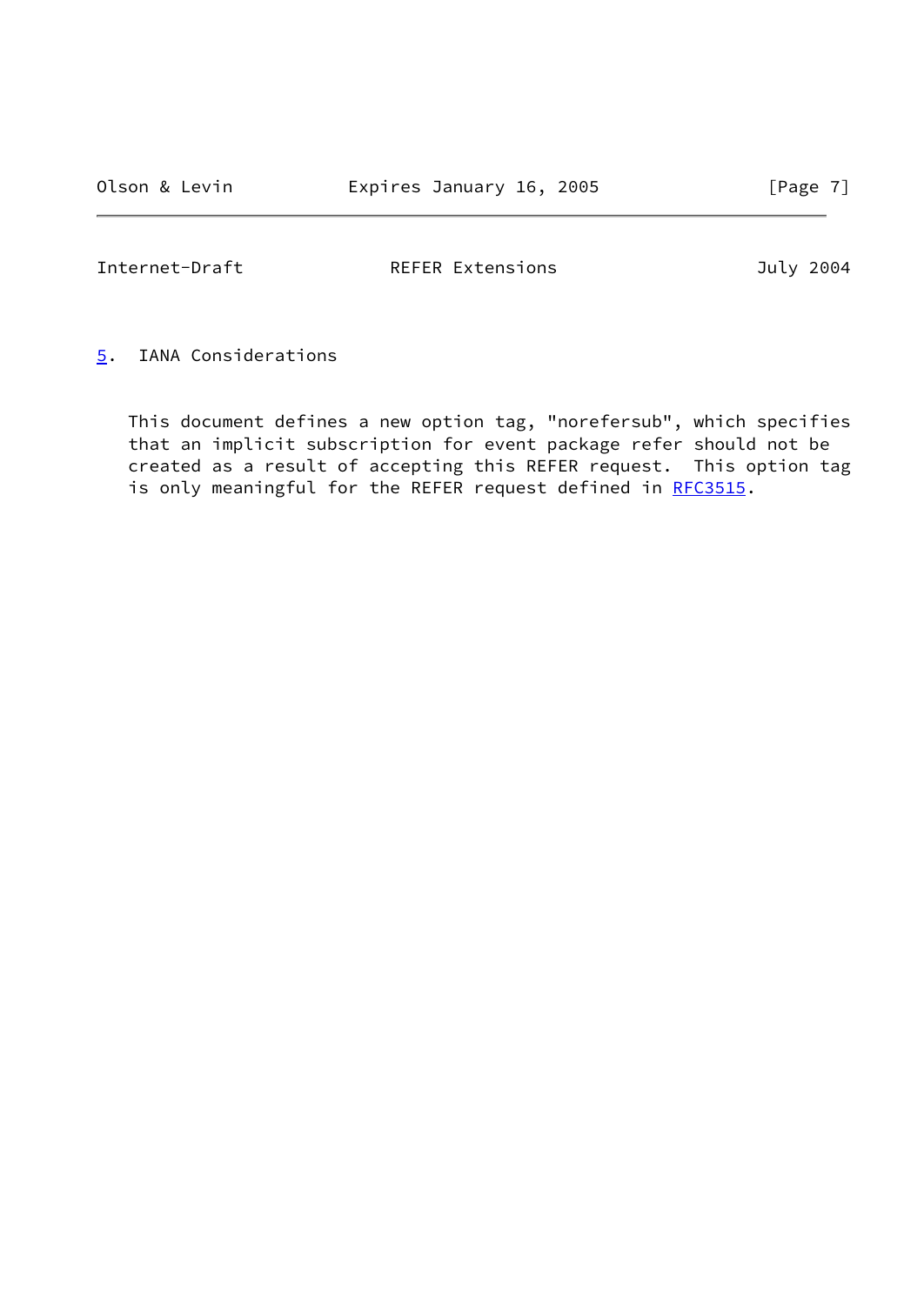## 5. IANA Considerations

This document defines a new option tag, "norefersub", which specifies that an implicit subscription for event package refer should not be created as a result of accepting this REFER request. This option tag is only meaningful for the REFER request defined in RFC3515.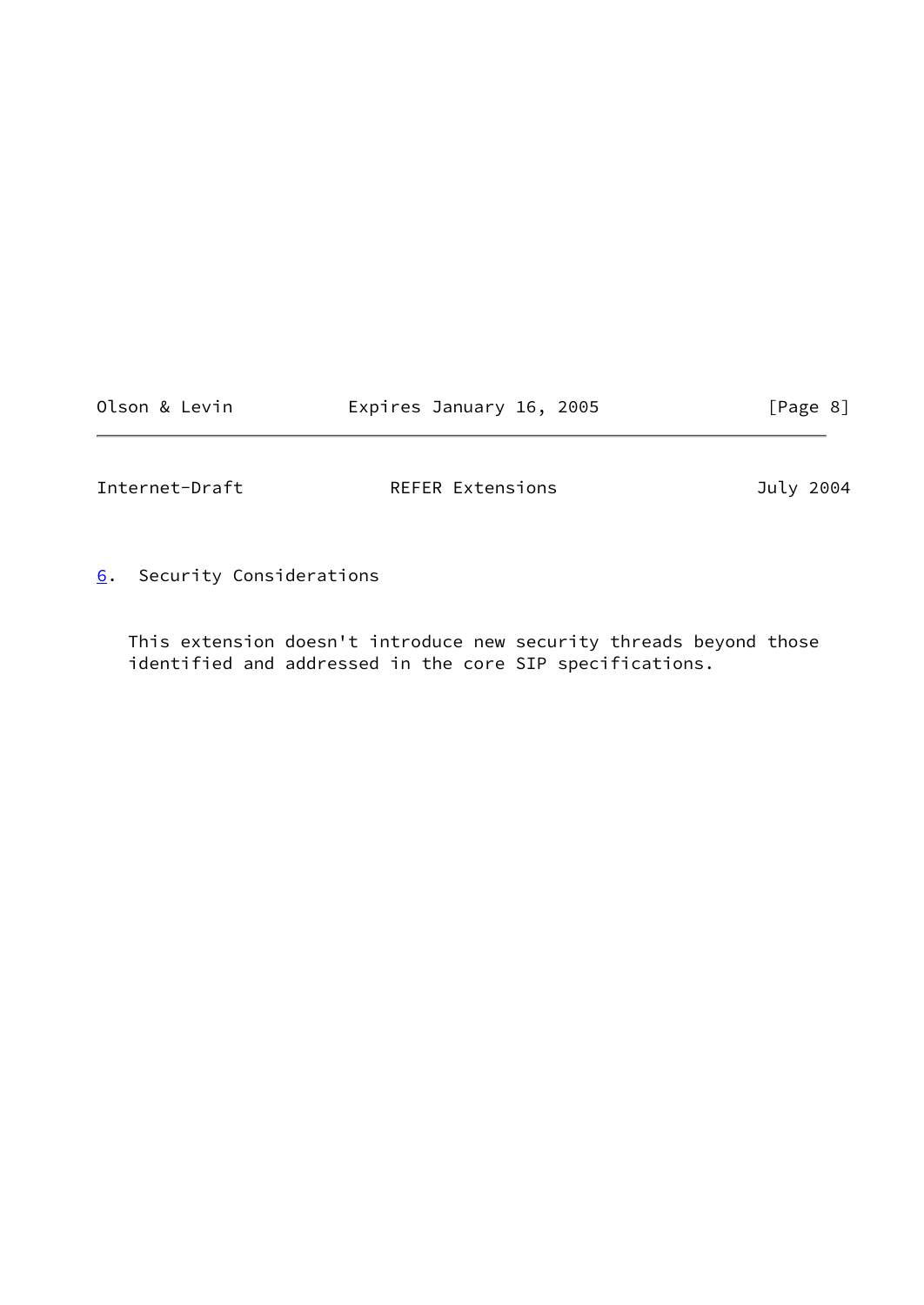## 6. Security Considerations

This extension doesn't introduce new security threads beyond those identified and addressed in the core SIP specifications.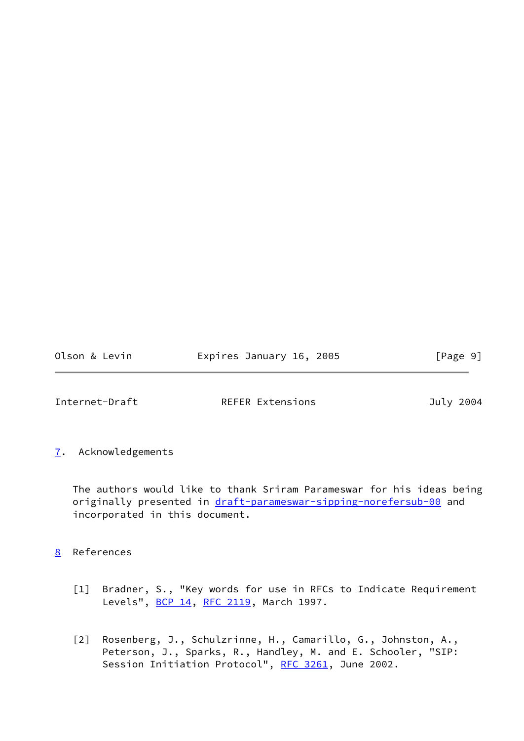## 7. Acknowledgements

The authors would like to thank Sriram Parameswar for his ideas being originally presented in draft-parameswar-sipping-norefersub-00 and incorporated in this document.

## 8 References

[1] Bradner, S., "Key words for use in RFCs to Indicate Requirement Levels", BCP 14, RFC 2119, March 1997.

[2] Rosenberg, J., Schulzrinne, H., Camarillo, G., Johnston, A., Peterson, J., Sparks, R., Handley, M. and E. Schooler, "SIP: Session Initiation Protocol", RFC 3261, June 2002.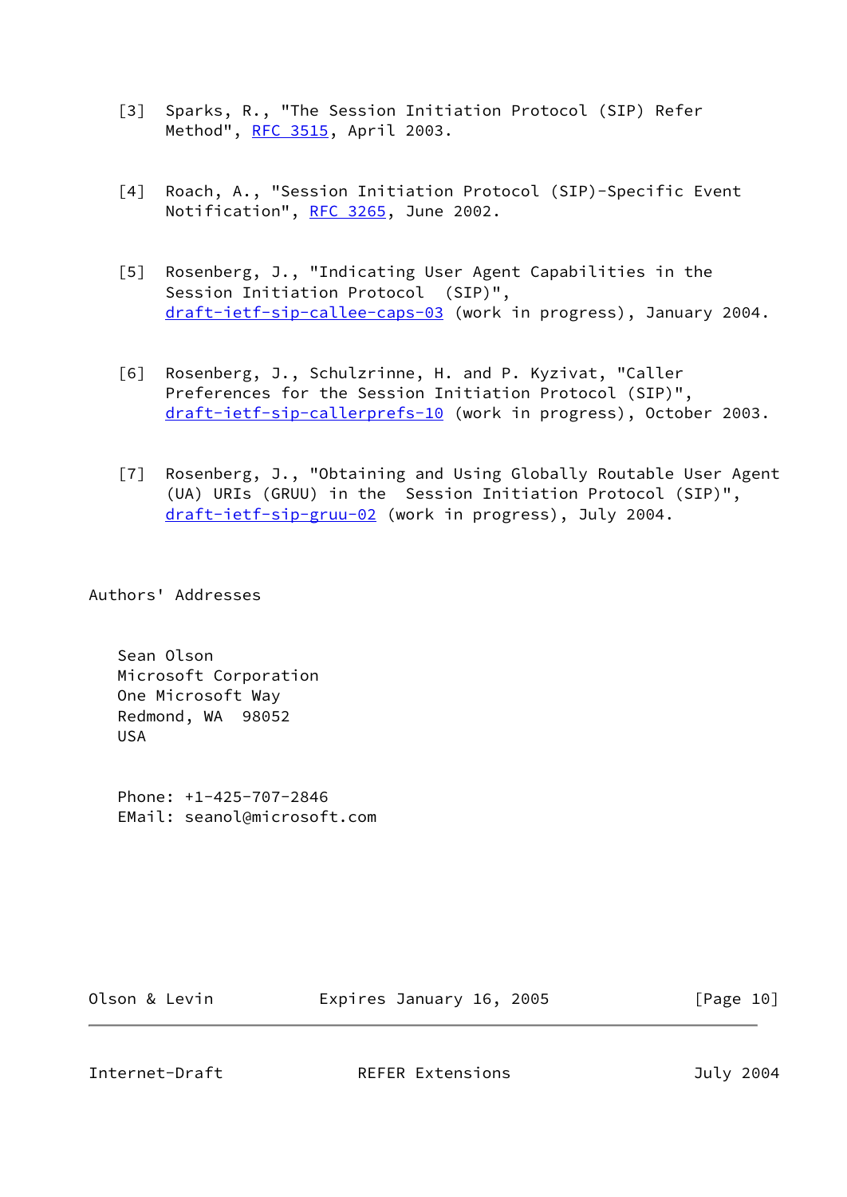[3] Sparks, R., "The Session Initiation Protocol (SIP) Refer Method", RFC 3515, April 2003.

[4] Roach, A., "Session Initiation Protocol (SIP)-Specific Event Notification", RFC 3265, June 2002.

[5] Rosenberg, J., "Indicating User Agent Capabilities in the Session Initiation Protocol (SIP)", draft-ietf-sip-callee-caps-03 (work in progress), January 2004.

[6] Rosenberg, J., Schulzrinne, H. and P. Kyzivat, "Caller Preferences for the Session Initiation Protocol (SIP)", draft-ietf-sip-callerprefs-10 (work in progress), October 2003.

[7] Rosenberg, J., "Obtaining and Using Globally Routable User Agent (UA) URIs (GRUU) in the Session Initiation Protocol (SIP)", draft-ietf-sip-gruu-02 (work in progress), July 2004.

## Authors' Addresses

Sean Olson
Microsoft Corporation
One Microsoft Way
Redmond, WA 98052
USA

Phone: +1-425-707-2846
EMail: seanol@microsoft.com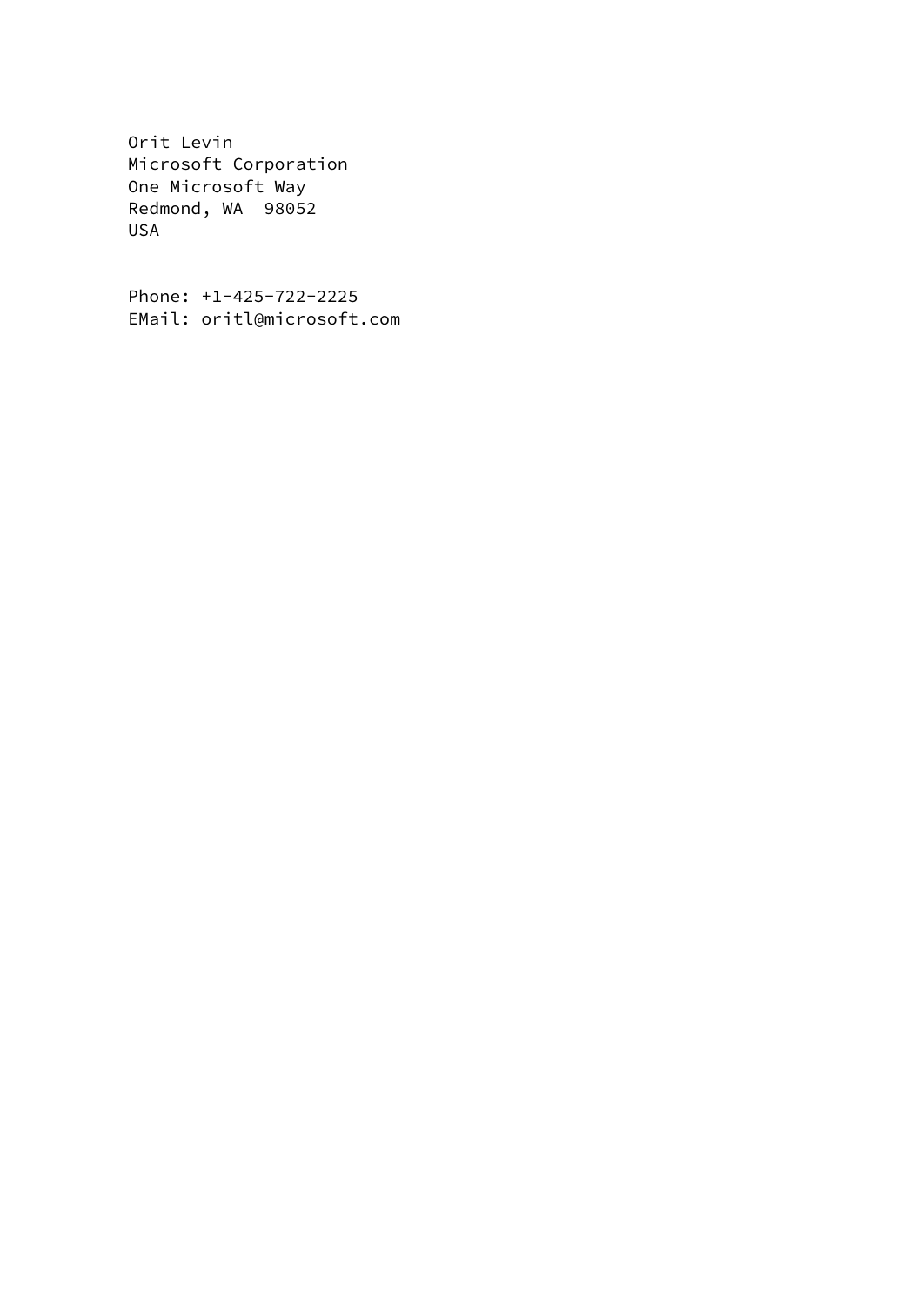Orit Levin
Microsoft Corporation
One Microsoft Way
Redmond, WA  98052
USA

Phone: +1-425-722-2225
EMail: oritl@microsoft.com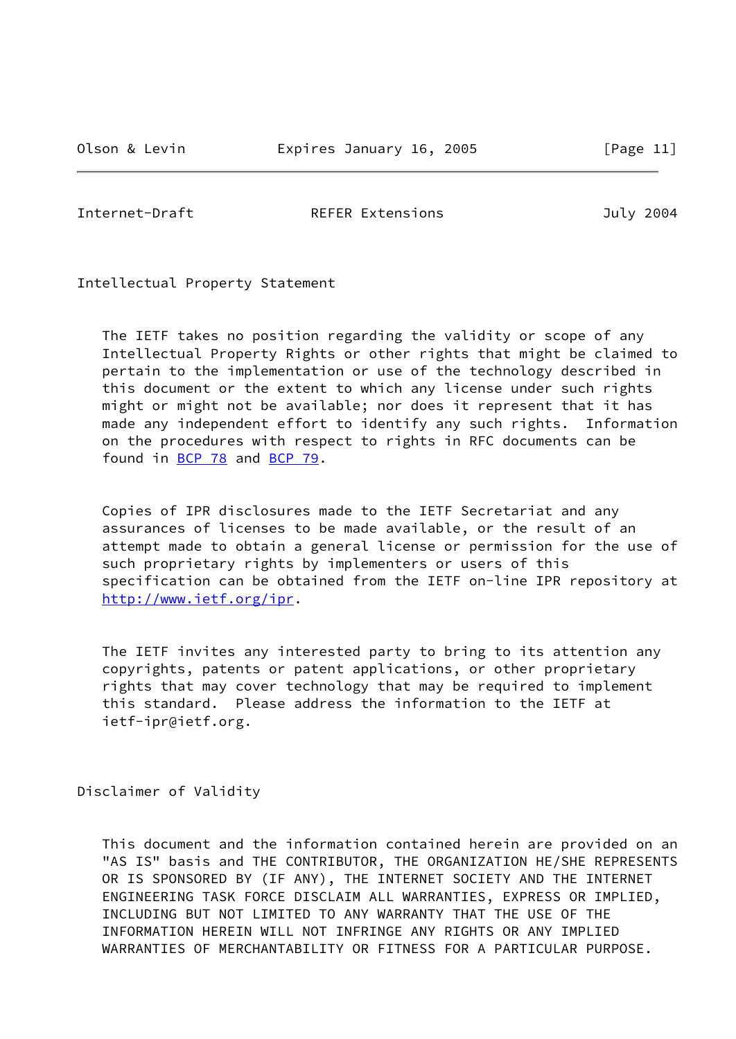## Intellectual Property Statement

The IETF takes no position regarding the validity or scope of any Intellectual Property Rights or other rights that might be claimed to pertain to the implementation or use of the technology described in this document or the extent to which any license under such rights might or might not be available; nor does it represent that it has made any independent effort to identify any such rights. Information on the procedures with respect to rights in RFC documents can be found in BCP 78 and BCP 79.

Copies of IPR disclosures made to the IETF Secretariat and any assurances of licenses to be made available, or the result of an attempt made to obtain a general license or permission for the use of such proprietary rights by implementers or users of this specification can be obtained from the IETF on-line IPR repository at http://www.ietf.org/ipr.

The IETF invites any interested party to bring to its attention any copyrights, patents or patent applications, or other proprietary rights that may cover technology that may be required to implement this standard. Please address the information to the IETF at ietf-ipr@ietf.org.

## Disclaimer of Validity

This document and the information contained herein are provided on an "AS IS" basis and THE CONTRIBUTOR, THE ORGANIZATION HE/SHE REPRESENTS OR IS SPONSORED BY (IF ANY), THE INTERNET SOCIETY AND THE INTERNET ENGINEERING TASK FORCE DISCLAIM ALL WARRANTIES, EXPRESS OR IMPLIED, INCLUDING BUT NOT LIMITED TO ANY WARRANTY THAT THE USE OF THE INFORMATION HEREIN WILL NOT INFRINGE ANY RIGHTS OR ANY IMPLIED WARRANTIES OF MERCHANTABILITY OR FITNESS FOR A PARTICULAR PURPOSE.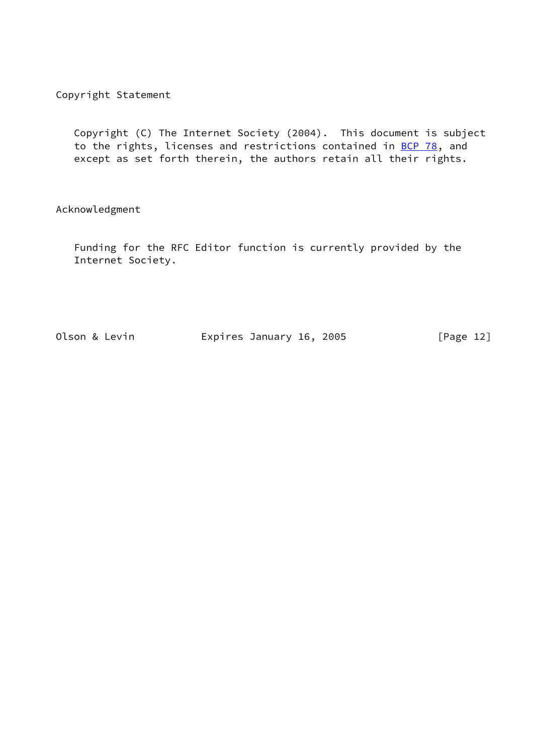## Copyright Statement

Copyright (C) The Internet Society (2004). This document is subject to the rights, licenses and restrictions contained in BCP 78, and except as set forth therein, the authors retain all their rights.

## Acknowledgment

Funding for the RFC Editor function is currently provided by the Internet Society.